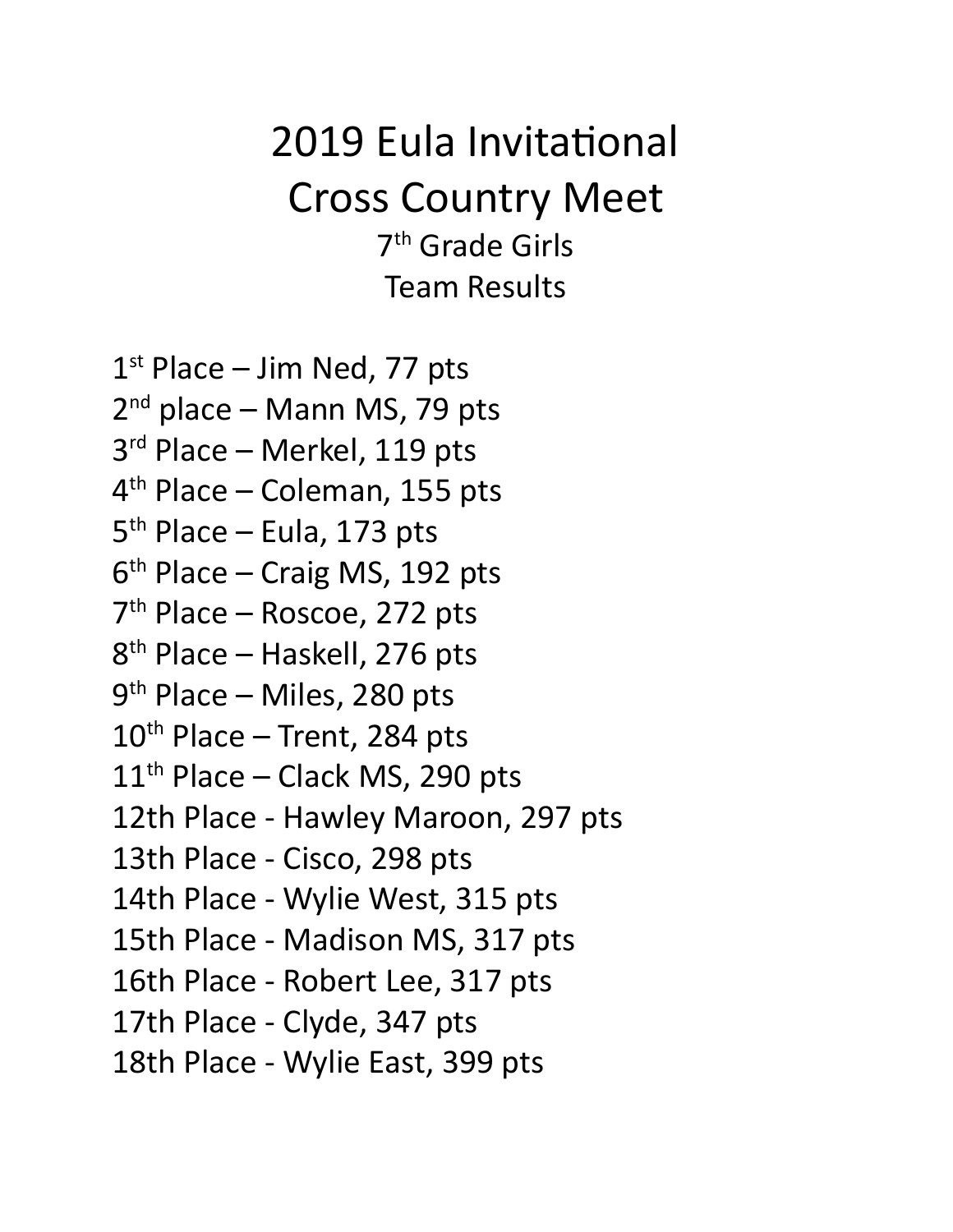# 2019 Eula Invitational Cross Country Meet

## 7th Grade Girls

## Team Results

1st Place – Jim Ned, 77 pts
2nd place – Mann MS, 79 pts
3rd Place – Merkel, 119 pts
4th Place – Coleman, 155 pts
5th Place – Eula, 173 pts
6th Place – Craig MS, 192 pts
7th Place – Roscoe, 272 pts
8th Place – Haskell, 276 pts
9th Place – Miles, 280 pts
10th Place – Trent, 284 pts
11th Place – Clack MS, 290 pts
12th Place - Hawley Maroon, 297 pts
13th Place - Cisco, 298 pts
14th Place - Wylie West, 315 pts
15th Place - Madison MS, 317 pts
16th Place - Robert Lee, 317 pts
17th Place - Clyde, 347 pts
18th Place - Wylie East, 399 pts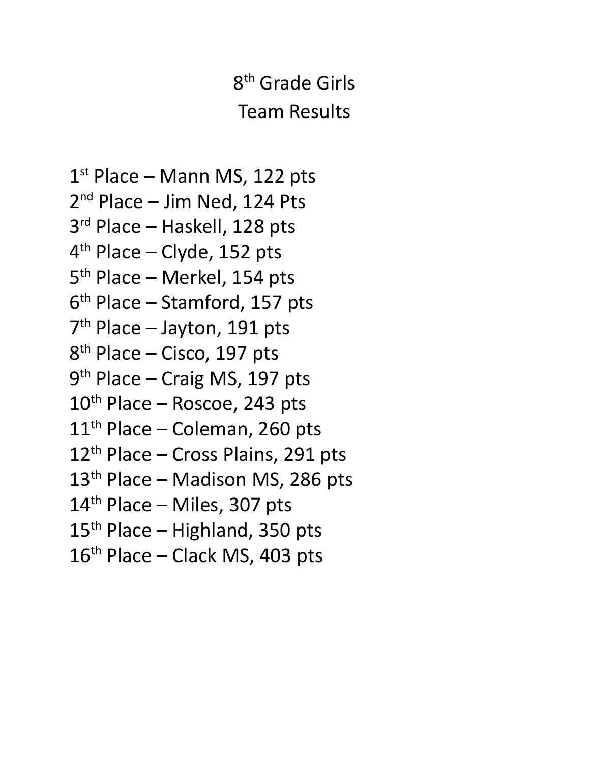# 8th Grade Girls
# Team Results

1st Place – Mann MS, 122 pts
2nd Place – Jim Ned, 124 Pts
3rd Place – Haskell, 128 pts
4th Place – Clyde, 152 pts
5th Place – Merkel, 154 pts
6th Place – Stamford, 157 pts
7th Place – Jayton, 191 pts
8th Place – Cisco, 197 pts
9th Place – Craig MS, 197 pts
10th Place – Roscoe, 243 pts
11th Place – Coleman, 260 pts
12th Place – Cross Plains, 291 pts
13th Place – Madison MS, 286 pts
14th Place – Miles, 307 pts
15th Place – Highland, 350 pts
16th Place – Clack MS, 403 pts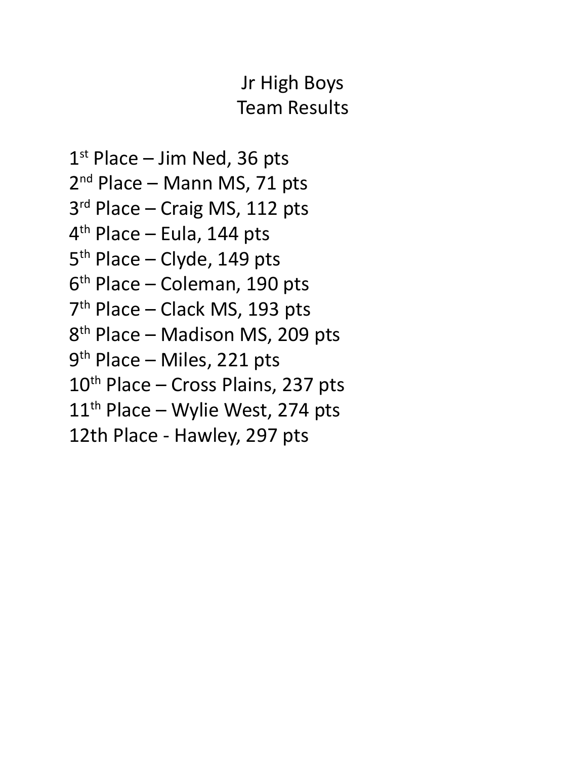# Jr High Boys
# Team Results

1st Place – Jim Ned, 36 pts
2nd Place – Mann MS, 71 pts
3rd Place – Craig MS, 112 pts
4th Place – Eula, 144 pts
5th Place – Clyde, 149 pts
6th Place – Coleman, 190 pts
7th Place – Clack MS, 193 pts
8th Place – Madison MS, 209 pts
9th Place – Miles, 221 pts
10th Place – Cross Plains, 237 pts
11th Place – Wylie West, 274 pts
12th Place - Hawley, 297 pts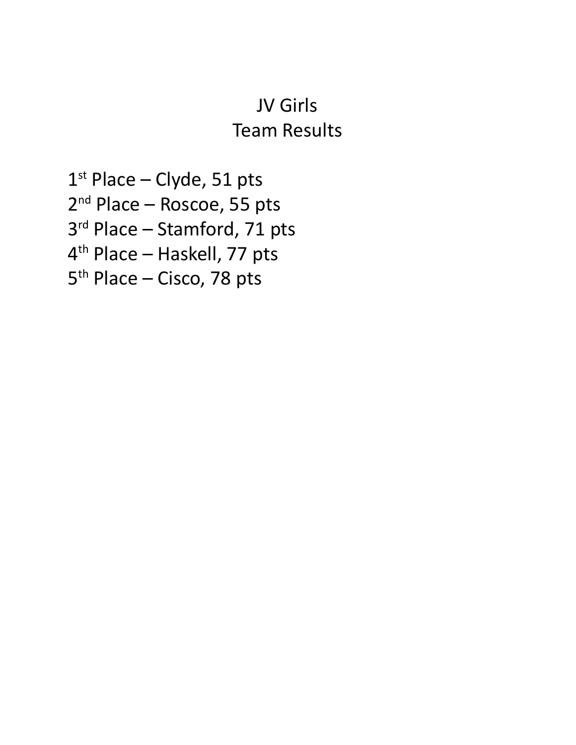# JV Girls
# Team Results

1st Place – Clyde, 51 pts
2nd Place – Roscoe, 55 pts
3rd Place – Stamford, 71 pts
4th Place – Haskell, 77 pts
5th Place – Cisco, 78 pts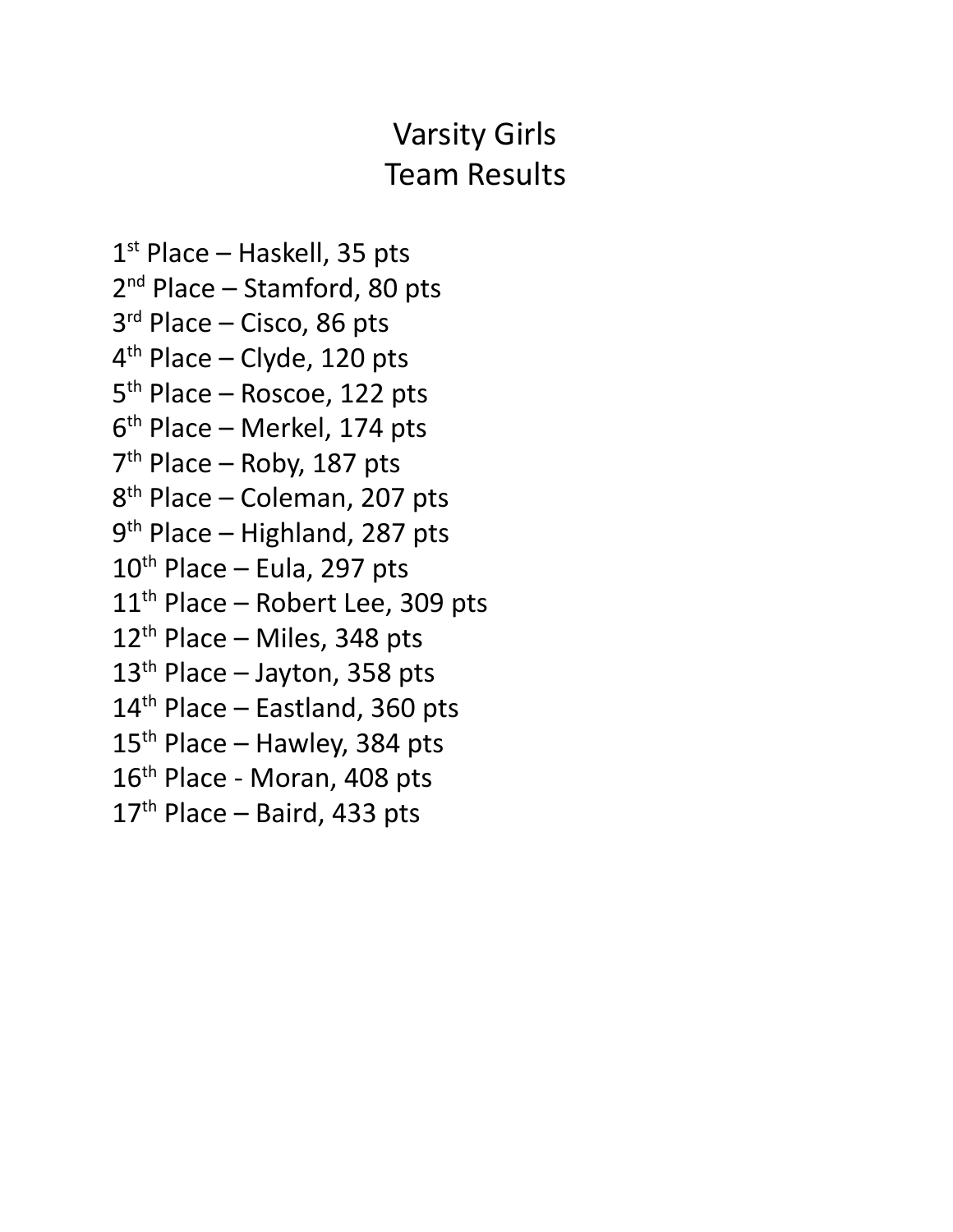# Varsity Girls
# Team Results

1st Place – Haskell, 35 pts
2nd Place – Stamford, 80 pts
3rd Place – Cisco, 86 pts
4th Place – Clyde, 120 pts
5th Place – Roscoe, 122 pts
6th Place – Merkel, 174 pts
7th Place – Roby, 187 pts
8th Place – Coleman, 207 pts
9th Place – Highland, 287 pts
10th Place – Eula, 297 pts
11th Place – Robert Lee, 309 pts
12th Place – Miles, 348 pts
13th Place – Jayton, 358 pts
14th Place – Eastland, 360 pts
15th Place – Hawley, 384 pts
16th Place - Moran, 408 pts
17th Place – Baird, 433 pts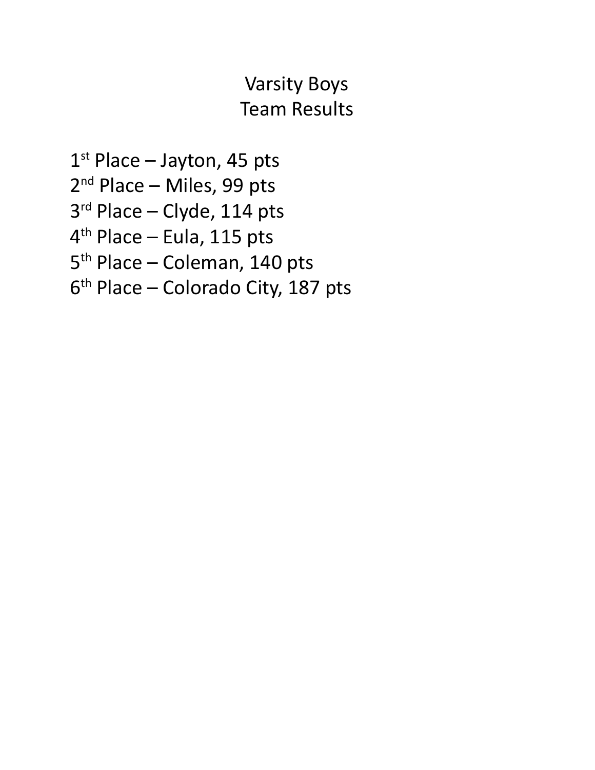# Varsity Boys
## Team Results

1st Place – Jayton, 45 pts
2nd Place – Miles, 99 pts
3rd Place – Clyde, 114 pts
4th Place – Eula, 115 pts
5th Place – Coleman, 140 pts
6th Place – Colorado City, 187 pts